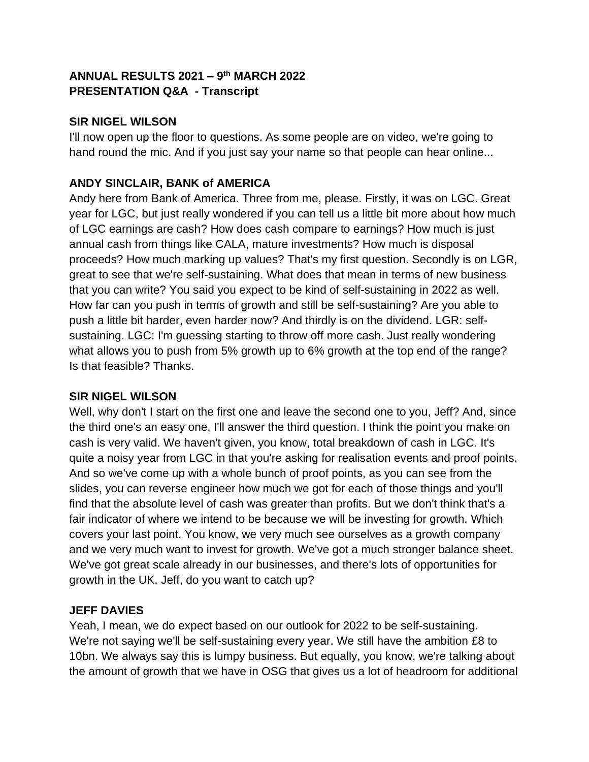**ANNUAL RESULTS 2021 – 9th MARCH 2022**
**PRESENTATION Q&A - Transcript**

**SIR NIGEL WILSON**

I'll now open up the floor to questions. As some people are on video, we're going to hand round the mic. And if you just say your name so that people can hear online...

**ANDY SINCLAIR, BANK of AMERICA**

Andy here from Bank of America. Three from me, please. Firstly, it was on LGC. Great year for LGC, but just really wondered if you can tell us a little bit more about how much of LGC earnings are cash? How does cash compare to earnings? How much is just annual cash from things like CALA, mature investments? How much is disposal proceeds? How much marking up values? That's my first question. Secondly is on LGR, great to see that we're self-sustaining. What does that mean in terms of new business that you can write? You said you expect to be kind of self-sustaining in 2022 as well. How far can you push in terms of growth and still be self-sustaining? Are you able to push a little bit harder, even harder now? And thirdly is on the dividend. LGR: self-sustaining. LGC: I'm guessing starting to throw off more cash. Just really wondering what allows you to push from 5% growth up to 6% growth at the top end of the range? Is that feasible? Thanks.

**SIR NIGEL WILSON**

Well, why don't I start on the first one and leave the second one to you, Jeff? And, since the third one's an easy one, I'll answer the third question. I think the point you make on cash is very valid. We haven't given, you know, total breakdown of cash in LGC. It's quite a noisy year from LGC in that you're asking for realisation events and proof points. And so we've come up with a whole bunch of proof points, as you can see from the slides, you can reverse engineer how much we got for each of those things and you'll find that the absolute level of cash was greater than profits. But we don't think that's a fair indicator of where we intend to be because we will be investing for growth. Which covers your last point. You know, we very much see ourselves as a growth company and we very much want to invest for growth. We've got a much stronger balance sheet. We've got great scale already in our businesses, and there's lots of opportunities for growth in the UK. Jeff, do you want to catch up?

**JEFF DAVIES**

Yeah, I mean, we do expect based on our outlook for 2022 to be self-sustaining. We're not saying we'll be self-sustaining every year. We still have the ambition £8 to 10bn. We always say this is lumpy business. But equally, you know, we're talking about the amount of growth that we have in OSG that gives us a lot of headroom for additional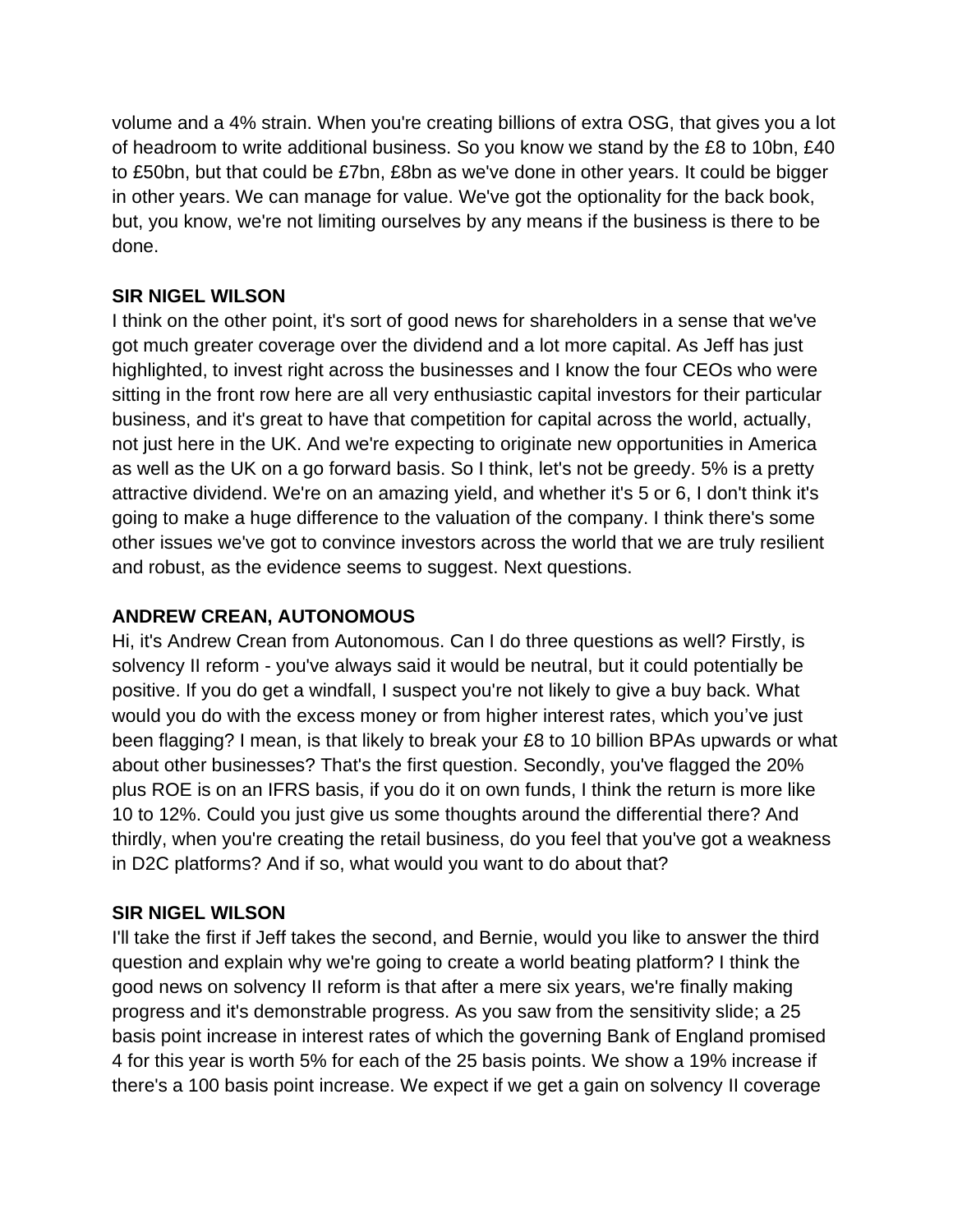volume and a 4% strain. When you're creating billions of extra OSG, that gives you a lot of headroom to write additional business. So you know we stand by the £8 to 10bn, £40 to £50bn, but that could be £7bn, £8bn as we've done in other years. It could be bigger in other years. We can manage for value. We've got the optionality for the back book, but, you know, we're not limiting ourselves by any means if the business is there to be done.

**SIR NIGEL WILSON**

I think on the other point, it's sort of good news for shareholders in a sense that we've got much greater coverage over the dividend and a lot more capital. As Jeff has just highlighted, to invest right across the businesses and I know the four CEOs who were sitting in the front row here are all very enthusiastic capital investors for their particular business, and it's great to have that competition for capital across the world, actually, not just here in the UK. And we're expecting to originate new opportunities in America as well as the UK on a go forward basis. So I think, let's not be greedy. 5% is a pretty attractive dividend. We're on an amazing yield, and whether it's 5 or 6, I don't think it's going to make a huge difference to the valuation of the company. I think there's some other issues we've got to convince investors across the world that we are truly resilient and robust, as the evidence seems to suggest. Next questions.

**ANDREW CREAN, AUTONOMOUS**

Hi, it's Andrew Crean from Autonomous. Can I do three questions as well? Firstly, is solvency II reform - you've always said it would be neutral, but it could potentially be positive. If you do get a windfall, I suspect you're not likely to give a buy back. What would you do with the excess money or from higher interest rates, which you've just been flagging? I mean, is that likely to break your £8 to 10 billion BPAs upwards or what about other businesses? That's the first question. Secondly, you've flagged the 20% plus ROE is on an IFRS basis, if you do it on own funds, I think the return is more like 10 to 12%. Could you just give us some thoughts around the differential there? And thirdly, when you're creating the retail business, do you feel that you've got a weakness in D2C platforms? And if so, what would you want to do about that?

**SIR NIGEL WILSON**

I'll take the first if Jeff takes the second, and Bernie, would you like to answer the third question and explain why we're going to create a world beating platform? I think the good news on solvency II reform is that after a mere six years, we're finally making progress and it's demonstrable progress. As you saw from the sensitivity slide; a 25 basis point increase in interest rates of which the governing Bank of England promised 4 for this year is worth 5% for each of the 25 basis points. We show a 19% increase if there's a 100 basis point increase. We expect if we get a gain on solvency II coverage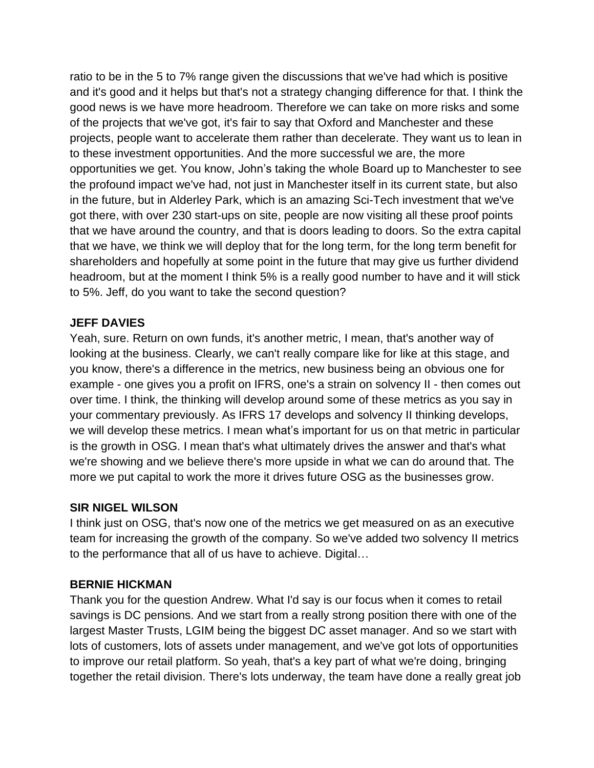ratio to be in the 5 to 7% range given the discussions that we've had which is positive and it's good and it helps but that's not a strategy changing difference for that. I think the good news is we have more headroom. Therefore we can take on more risks and some of the projects that we've got, it's fair to say that Oxford and Manchester and these projects, people want to accelerate them rather than decelerate. They want us to lean in to these investment opportunities. And the more successful we are, the more opportunities we get. You know, John's taking the whole Board up to Manchester to see the profound impact we've had, not just in Manchester itself in its current state, but also in the future, but in Alderley Park, which is an amazing Sci-Tech investment that we've got there, with over 230 start-ups on site, people are now visiting all these proof points that we have around the country, and that is doors leading to doors. So the extra capital that we have, we think we will deploy that for the long term, for the long term benefit for shareholders and hopefully at some point in the future that may give us further dividend headroom, but at the moment I think 5% is a really good number to have and it will stick to 5%. Jeff, do you want to take the second question?

**JEFF DAVIES**

Yeah, sure. Return on own funds, it's another metric, I mean, that's another way of looking at the business. Clearly, we can't really compare like for like at this stage, and you know, there's a difference in the metrics, new business being an obvious one for example - one gives you a profit on IFRS, one's a strain on solvency II - then comes out over time. I think, the thinking will develop around some of these metrics as you say in your commentary previously. As IFRS 17 develops and solvency II thinking develops, we will develop these metrics. I mean what's important for us on that metric in particular is the growth in OSG. I mean that's what ultimately drives the answer and that's what we're showing and we believe there's more upside in what we can do around that. The more we put capital to work the more it drives future OSG as the businesses grow.

**SIR NIGEL WILSON**

I think just on OSG, that's now one of the metrics we get measured on as an executive team for increasing the growth of the company. So we've added two solvency II metrics to the performance that all of us have to achieve. Digital…

**BERNIE HICKMAN**

Thank you for the question Andrew. What I'd say is our focus when it comes to retail savings is DC pensions. And we start from a really strong position there with one of the largest Master Trusts, LGIM being the biggest DC asset manager. And so we start with lots of customers, lots of assets under management, and we've got lots of opportunities to improve our retail platform. So yeah, that's a key part of what we're doing, bringing together the retail division. There's lots underway, the team have done a really great job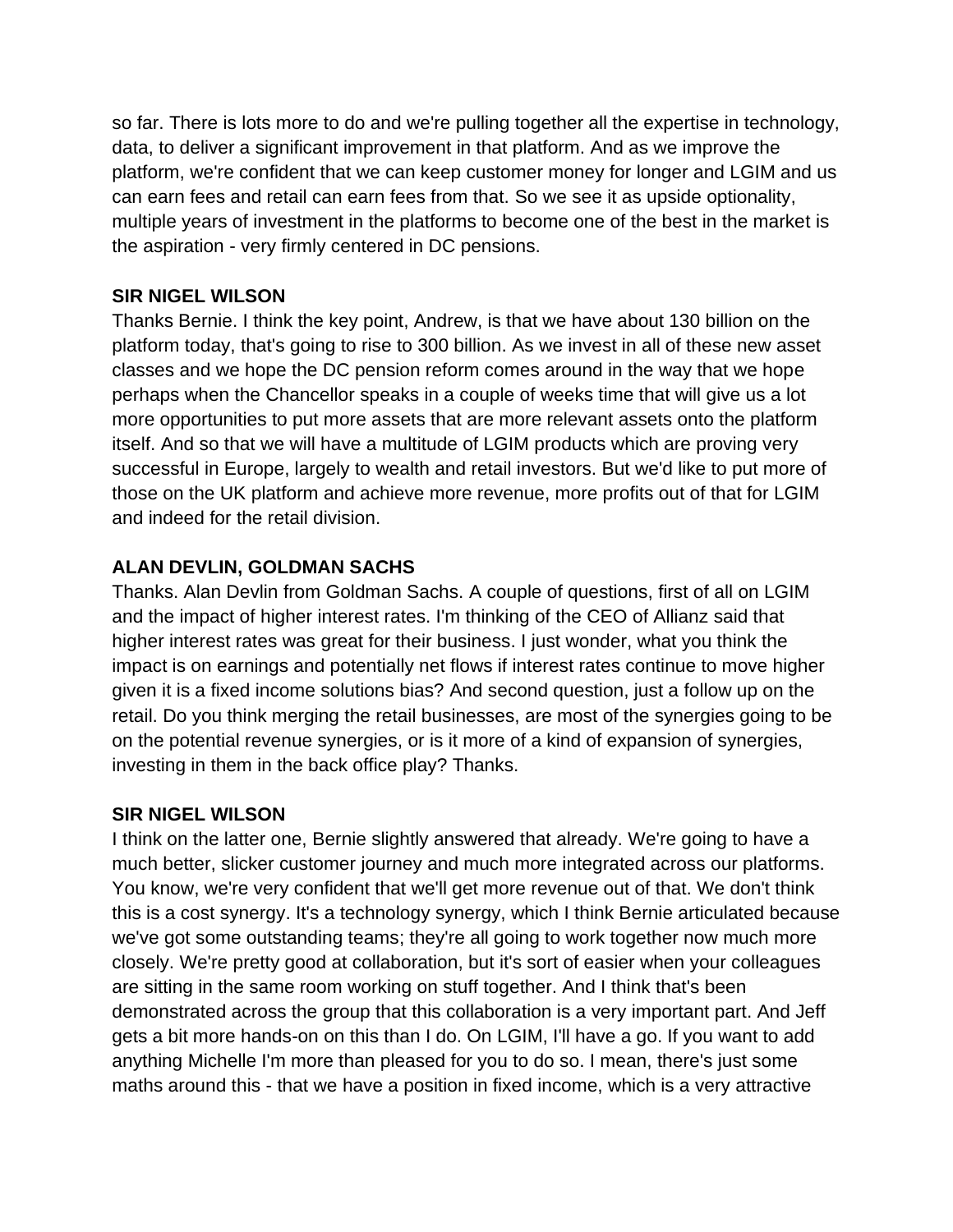so far. There is lots more to do and we're pulling together all the expertise in technology, data, to deliver a significant improvement in that platform. And as we improve the platform, we're confident that we can keep customer money for longer and LGIM and us can earn fees and retail can earn fees from that. So we see it as upside optionality, multiple years of investment in the platforms to become one of the best in the market is the aspiration - very firmly centered in DC pensions.

**SIR NIGEL WILSON**

Thanks Bernie. I think the key point, Andrew, is that we have about 130 billion on the platform today, that's going to rise to 300 billion. As we invest in all of these new asset classes and we hope the DC pension reform comes around in the way that we hope perhaps when the Chancellor speaks in a couple of weeks time that will give us a lot more opportunities to put more assets that are more relevant assets onto the platform itself. And so that we will have a multitude of LGIM products which are proving very successful in Europe, largely to wealth and retail investors. But we'd like to put more of those on the UK platform and achieve more revenue, more profits out of that for LGIM and indeed for the retail division.

**ALAN DEVLIN, GOLDMAN SACHS**

Thanks. Alan Devlin from Goldman Sachs. A couple of questions, first of all on LGIM and the impact of higher interest rates. I'm thinking of the CEO of Allianz said that higher interest rates was great for their business. I just wonder, what you think the impact is on earnings and potentially net flows if interest rates continue to move higher given it is a fixed income solutions bias? And second question, just a follow up on the retail. Do you think merging the retail businesses, are most of the synergies going to be on the potential revenue synergies, or is it more of a kind of expansion of synergies, investing in them in the back office play? Thanks.

**SIR NIGEL WILSON**

I think on the latter one, Bernie slightly answered that already. We're going to have a much better, slicker customer journey and much more integrated across our platforms. You know, we're very confident that we'll get more revenue out of that. We don't think this is a cost synergy. It's a technology synergy, which I think Bernie articulated because we've got some outstanding teams; they're all going to work together now much more closely. We're pretty good at collaboration, but it's sort of easier when your colleagues are sitting in the same room working on stuff together. And I think that's been demonstrated across the group that this collaboration is a very important part. And Jeff gets a bit more hands-on on this than I do. On LGIM, I'll have a go. If you want to add anything Michelle I'm more than pleased for you to do so. I mean, there's just some maths around this - that we have a position in fixed income, which is a very attractive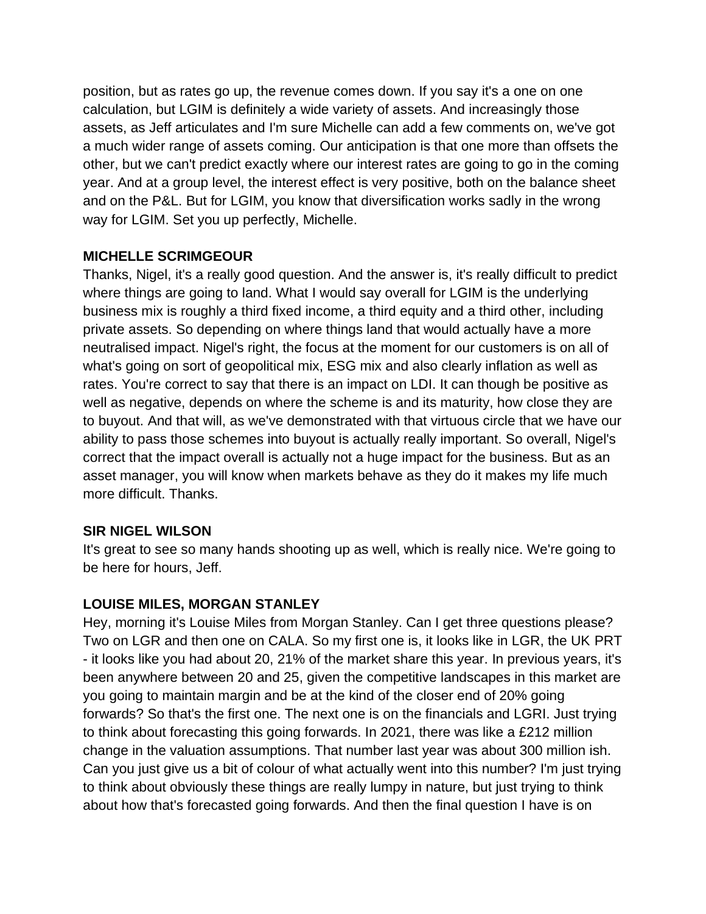position, but as rates go up, the revenue comes down. If you say it's a one on one calculation, but LGIM is definitely a wide variety of assets. And increasingly those assets, as Jeff articulates and I'm sure Michelle can add a few comments on, we've got a much wider range of assets coming. Our anticipation is that one more than offsets the other, but we can't predict exactly where our interest rates are going to go in the coming year. And at a group level, the interest effect is very positive, both on the balance sheet and on the P&L. But for LGIM, you know that diversification works sadly in the wrong way for LGIM. Set you up perfectly, Michelle.

**MICHELLE SCRIMGEOUR**

Thanks, Nigel, it's a really good question. And the answer is, it's really difficult to predict where things are going to land. What I would say overall for LGIM is the underlying business mix is roughly a third fixed income, a third equity and a third other, including private assets. So depending on where things land that would actually have a more neutralised impact. Nigel's right, the focus at the moment for our customers is on all of what's going on sort of geopolitical mix, ESG mix and also clearly inflation as well as rates. You're correct to say that there is an impact on LDI. It can though be positive as well as negative, depends on where the scheme is and its maturity, how close they are to buyout. And that will, as we've demonstrated with that virtuous circle that we have our ability to pass those schemes into buyout is actually really important. So overall, Nigel's correct that the impact overall is actually not a huge impact for the business. But as an asset manager, you will know when markets behave as they do it makes my life much more difficult. Thanks.

**SIR NIGEL WILSON**

It's great to see so many hands shooting up as well, which is really nice. We're going to be here for hours, Jeff.

**LOUISE MILES, MORGAN STANLEY**

Hey, morning it's Louise Miles from Morgan Stanley. Can I get three questions please? Two on LGR and then one on CALA. So my first one is, it looks like in LGR, the UK PRT - it looks like you had about 20, 21% of the market share this year. In previous years, it's been anywhere between 20 and 25, given the competitive landscapes in this market are you going to maintain margin and be at the kind of the closer end of 20% going forwards? So that's the first one. The next one is on the financials and LGRI. Just trying to think about forecasting this going forwards. In 2021, there was like a £212 million change in the valuation assumptions. That number last year was about 300 million ish. Can you just give us a bit of colour of what actually went into this number? I'm just trying to think about obviously these things are really lumpy in nature, but just trying to think about how that's forecasted going forwards. And then the final question I have is on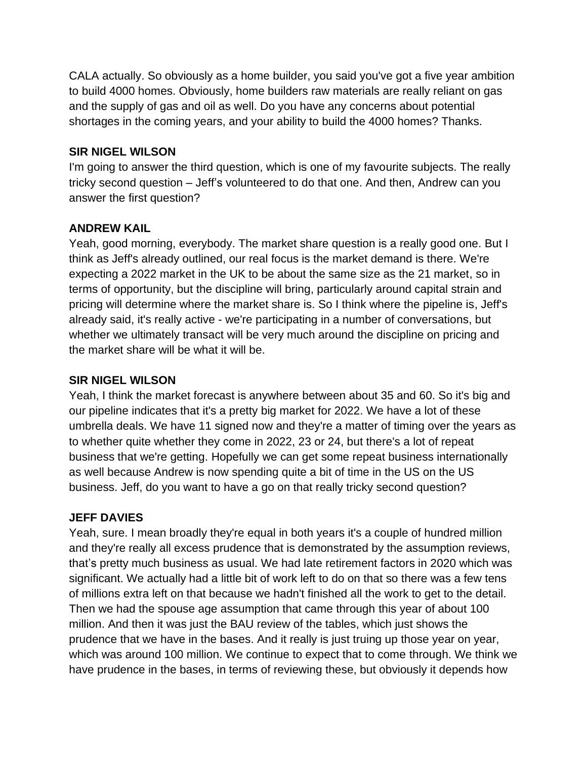CALA actually. So obviously as a home builder, you said you've got a five year ambition to build 4000 homes. Obviously, home builders raw materials are really reliant on gas and the supply of gas and oil as well. Do you have any concerns about potential shortages in the coming years, and your ability to build the 4000 homes? Thanks.

**SIR NIGEL WILSON**

I'm going to answer the third question, which is one of my favourite subjects. The really tricky second question – Jeff's volunteered to do that one. And then, Andrew can you answer the first question?

**ANDREW KAIL**

Yeah, good morning, everybody. The market share question is a really good one. But I think as Jeff's already outlined, our real focus is the market demand is there. We're expecting a 2022 market in the UK to be about the same size as the 21 market, so in terms of opportunity, but the discipline will bring, particularly around capital strain and pricing will determine where the market share is. So I think where the pipeline is, Jeff's already said, it's really active - we're participating in a number of conversations, but whether we ultimately transact will be very much around the discipline on pricing and the market share will be what it will be.

**SIR NIGEL WILSON**

Yeah, I think the market forecast is anywhere between about 35 and 60. So it's big and our pipeline indicates that it's a pretty big market for 2022. We have a lot of these umbrella deals. We have 11 signed now and they're a matter of timing over the years as to whether quite whether they come in 2022, 23 or 24, but there's a lot of repeat business that we're getting. Hopefully we can get some repeat business internationally as well because Andrew is now spending quite a bit of time in the US on the US business. Jeff, do you want to have a go on that really tricky second question?

**JEFF DAVIES**

Yeah, sure. I mean broadly they're equal in both years it's a couple of hundred million and they're really all excess prudence that is demonstrated by the assumption reviews, that's pretty much business as usual. We had late retirement factors in 2020 which was significant. We actually had a little bit of work left to do on that so there was a few tens of millions extra left on that because we hadn't finished all the work to get to the detail. Then we had the spouse age assumption that came through this year of about 100 million. And then it was just the BAU review of the tables, which just shows the prudence that we have in the bases. And it really is just truing up those year on year, which was around 100 million. We continue to expect that to come through. We think we have prudence in the bases, in terms of reviewing these, but obviously it depends how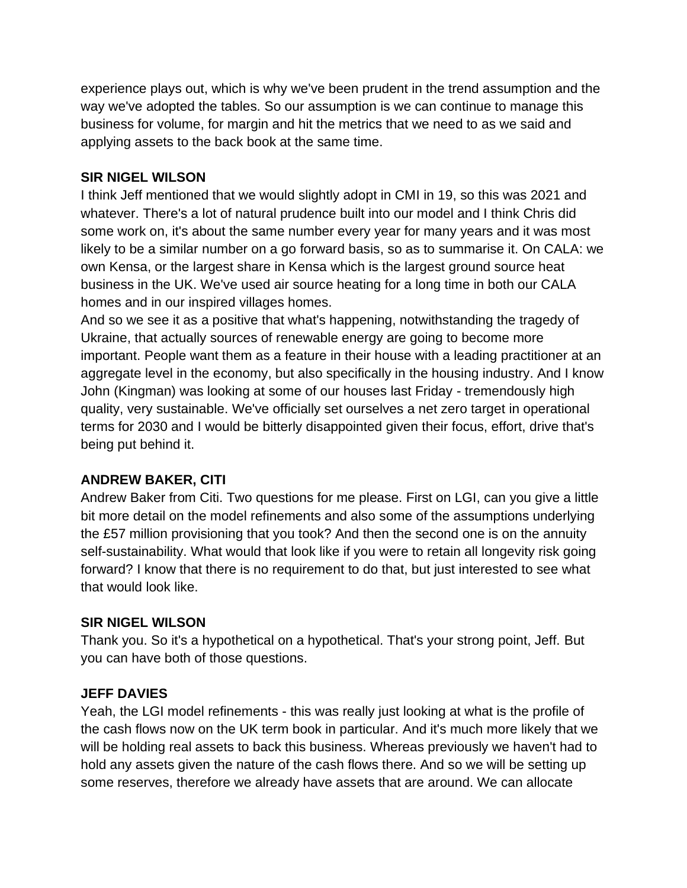experience plays out, which is why we've been prudent in the trend assumption and the way we've adopted the tables. So our assumption is we can continue to manage this business for volume, for margin and hit the metrics that we need to as we said and applying assets to the back book at the same time.

**SIR NIGEL WILSON**

I think Jeff mentioned that we would slightly adopt in CMI in 19, so this was 2021 and whatever. There's a lot of natural prudence built into our model and I think Chris did some work on, it's about the same number every year for many years and it was most likely to be a similar number on a go forward basis, so as to summarise it. On CALA: we own Kensa, or the largest share in Kensa which is the largest ground source heat business in the UK. We've used air source heating for a long time in both our CALA homes and in our inspired villages homes.

And so we see it as a positive that what's happening, notwithstanding the tragedy of Ukraine, that actually sources of renewable energy are going to become more important. People want them as a feature in their house with a leading practitioner at an aggregate level in the economy, but also specifically in the housing industry. And I know John (Kingman) was looking at some of our houses last Friday - tremendously high quality, very sustainable. We've officially set ourselves a net zero target in operational terms for 2030 and I would be bitterly disappointed given their focus, effort, drive that's being put behind it.

**ANDREW BAKER, CITI**

Andrew Baker from Citi. Two questions for me please. First on LGI, can you give a little bit more detail on the model refinements and also some of the assumptions underlying the £57 million provisioning that you took? And then the second one is on the annuity self-sustainability. What would that look like if you were to retain all longevity risk going forward? I know that there is no requirement to do that, but just interested to see what that would look like.

**SIR NIGEL WILSON**

Thank you. So it's a hypothetical on a hypothetical. That's your strong point, Jeff. But you can have both of those questions.

**JEFF DAVIES**

Yeah, the LGI model refinements - this was really just looking at what is the profile of the cash flows now on the UK term book in particular. And it's much more likely that we will be holding real assets to back this business. Whereas previously we haven't had to hold any assets given the nature of the cash flows there. And so we will be setting up some reserves, therefore we already have assets that are around. We can allocate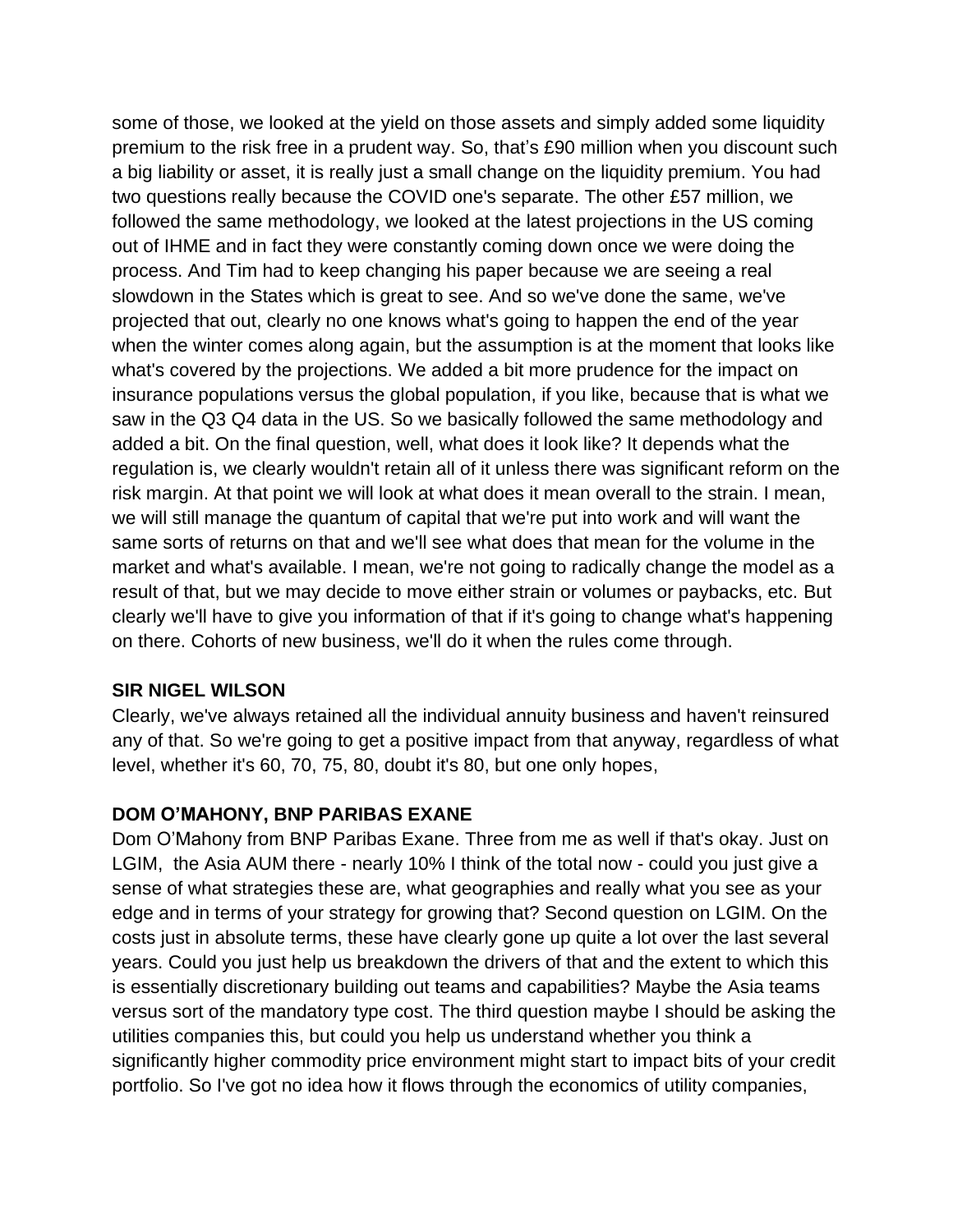some of those, we looked at the yield on those assets and simply added some liquidity premium to the risk free in a prudent way. So, that's £90 million when you discount such a big liability or asset, it is really just a small change on the liquidity premium. You had two questions really because the COVID one's separate. The other £57 million, we followed the same methodology, we looked at the latest projections in the US coming out of IHME and in fact they were constantly coming down once we were doing the process. And Tim had to keep changing his paper because we are seeing a real slowdown in the States which is great to see. And so we've done the same, we've projected that out, clearly no one knows what's going to happen the end of the year when the winter comes along again, but the assumption is at the moment that looks like what's covered by the projections. We added a bit more prudence for the impact on insurance populations versus the global population, if you like, because that is what we saw in the Q3 Q4 data in the US. So we basically followed the same methodology and added a bit. On the final question, well, what does it look like? It depends what the regulation is, we clearly wouldn't retain all of it unless there was significant reform on the risk margin. At that point we will look at what does it mean overall to the strain. I mean, we will still manage the quantum of capital that we're put into work and will want the same sorts of returns on that and we'll see what does that mean for the volume in the market and what's available. I mean, we're not going to radically change the model as a result of that, but we may decide to move either strain or volumes or paybacks, etc. But clearly we'll have to give you information of that if it's going to change what's happening on there. Cohorts of new business, we'll do it when the rules come through.

**SIR NIGEL WILSON**

Clearly, we've always retained all the individual annuity business and haven't reinsured any of that. So we're going to get a positive impact from that anyway, regardless of what level, whether it's 60, 70, 75, 80, doubt it's 80, but one only hopes,

**DOM O'MAHONY, BNP PARIBAS EXANE**

Dom O'Mahony from BNP Paribas Exane. Three from me as well if that's okay. Just on LGIM, the Asia AUM there - nearly 10% I think of the total now - could you just give a sense of what strategies these are, what geographies and really what you see as your edge and in terms of your strategy for growing that? Second question on LGIM. On the costs just in absolute terms, these have clearly gone up quite a lot over the last several years. Could you just help us breakdown the drivers of that and the extent to which this is essentially discretionary building out teams and capabilities? Maybe the Asia teams versus sort of the mandatory type cost. The third question maybe I should be asking the utilities companies this, but could you help us understand whether you think a significantly higher commodity price environment might start to impact bits of your credit portfolio. So I've got no idea how it flows through the economics of utility companies,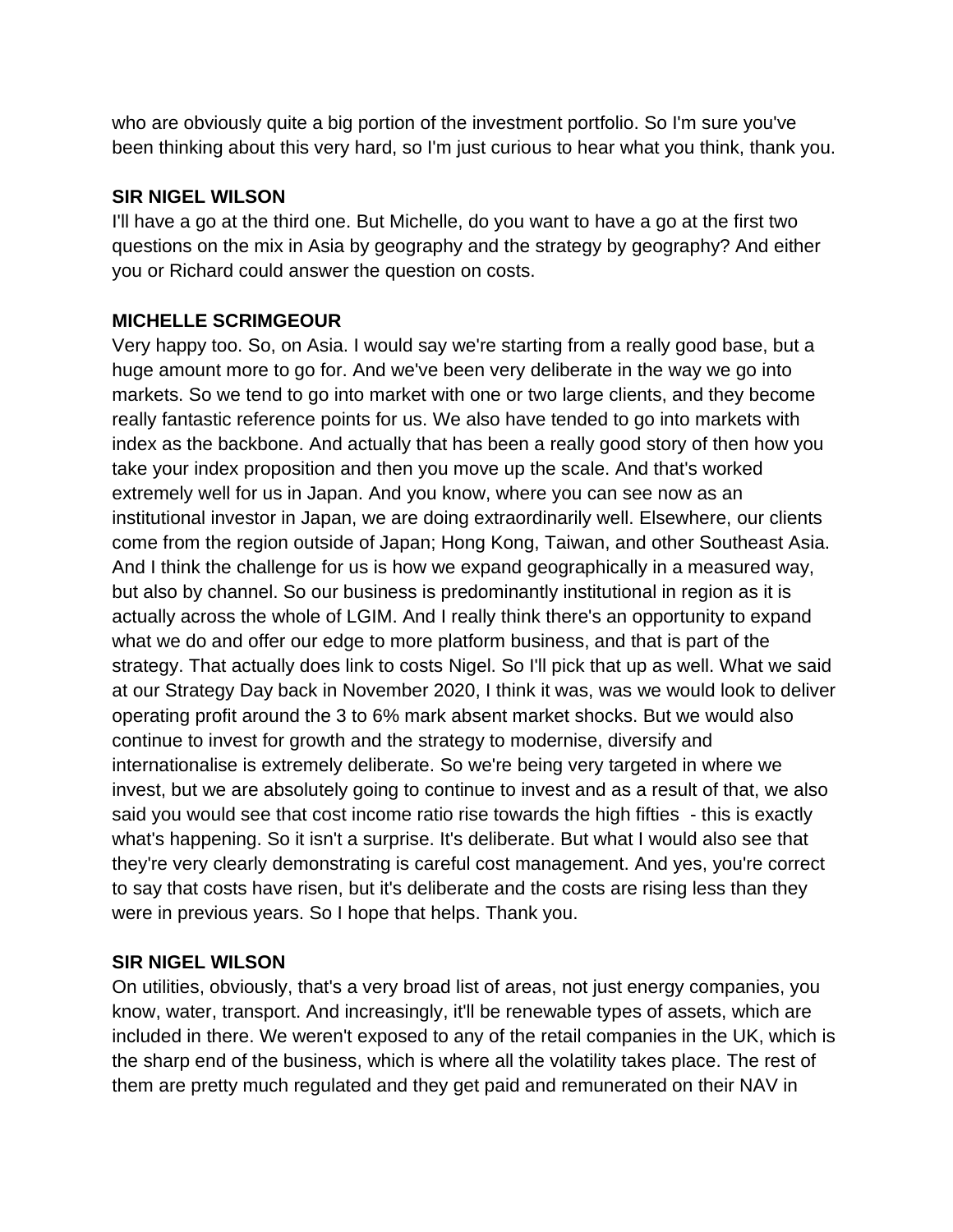who are obviously quite a big portion of the investment portfolio. So I'm sure you've been thinking about this very hard, so I'm just curious to hear what you think, thank you.

**SIR NIGEL WILSON**

I'll have a go at the third one. But Michelle, do you want to have a go at the first two questions on the mix in Asia by geography and the strategy by geography? And either you or Richard could answer the question on costs.

**MICHELLE SCRIMGEOUR**

Very happy too. So, on Asia. I would say we're starting from a really good base, but a huge amount more to go for. And we've been very deliberate in the way we go into markets. So we tend to go into market with one or two large clients, and they become really fantastic reference points for us. We also have tended to go into markets with index as the backbone. And actually that has been a really good story of then how you take your index proposition and then you move up the scale. And that's worked extremely well for us in Japan. And you know, where you can see now as an institutional investor in Japan, we are doing extraordinarily well. Elsewhere, our clients come from the region outside of Japan; Hong Kong, Taiwan, and other Southeast Asia. And I think the challenge for us is how we expand geographically in a measured way, but also by channel. So our business is predominantly institutional in region as it is actually across the whole of LGIM. And I really think there's an opportunity to expand what we do and offer our edge to more platform business, and that is part of the strategy. That actually does link to costs Nigel. So I'll pick that up as well. What we said at our Strategy Day back in November 2020, I think it was, was we would look to deliver operating profit around the 3 to 6% mark absent market shocks. But we would also continue to invest for growth and the strategy to modernise, diversify and internationalise is extremely deliberate. So we're being very targeted in where we invest, but we are absolutely going to continue to invest and as a result of that, we also said you would see that cost income ratio rise towards the high fifties - this is exactly what's happening. So it isn't a surprise. It's deliberate. But what I would also see that they're very clearly demonstrating is careful cost management. And yes, you're correct to say that costs have risen, but it's deliberate and the costs are rising less than they were in previous years. So I hope that helps. Thank you.

**SIR NIGEL WILSON**

On utilities, obviously, that's a very broad list of areas, not just energy companies, you know, water, transport. And increasingly, it'll be renewable types of assets, which are included in there. We weren't exposed to any of the retail companies in the UK, which is the sharp end of the business, which is where all the volatility takes place. The rest of them are pretty much regulated and they get paid and remunerated on their NAV in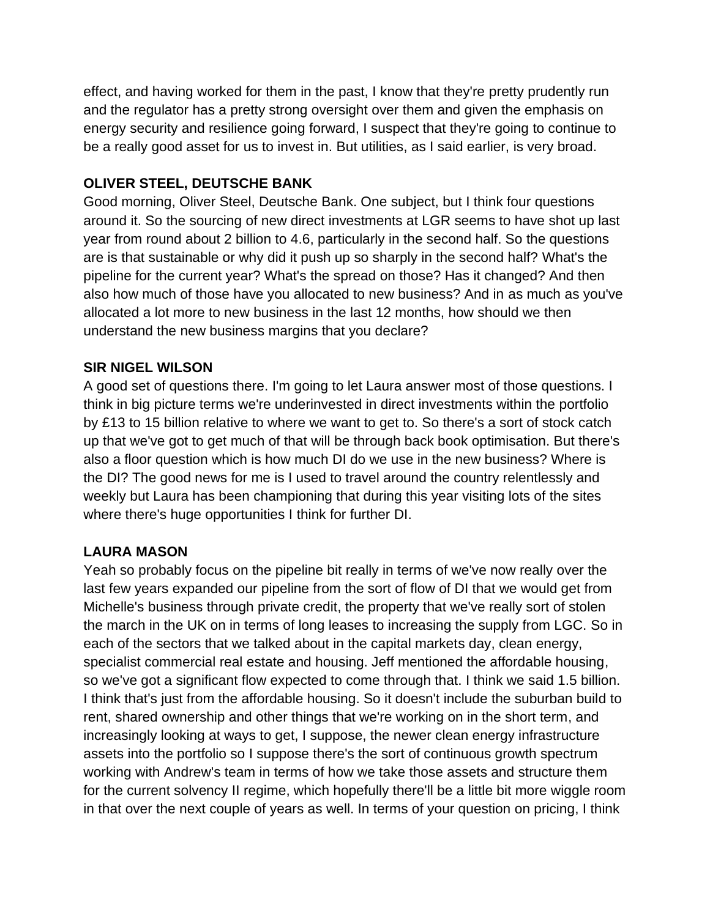effect, and having worked for them in the past, I know that they're pretty prudently run and the regulator has a pretty strong oversight over them and given the emphasis on energy security and resilience going forward, I suspect that they're going to continue to be a really good asset for us to invest in. But utilities, as I said earlier, is very broad.

**OLIVER STEEL, DEUTSCHE BANK**

Good morning, Oliver Steel, Deutsche Bank. One subject, but I think four questions around it. So the sourcing of new direct investments at LGR seems to have shot up last year from round about 2 billion to 4.6, particularly in the second half. So the questions are is that sustainable or why did it push up so sharply in the second half? What's the pipeline for the current year? What's the spread on those? Has it changed? And then also how much of those have you allocated to new business? And in as much as you've allocated a lot more to new business in the last 12 months, how should we then understand the new business margins that you declare?

**SIR NIGEL WILSON**

A good set of questions there. I'm going to let Laura answer most of those questions. I think in big picture terms we're underinvested in direct investments within the portfolio by £13 to 15 billion relative to where we want to get to. So there's a sort of stock catch up that we've got to get much of that will be through back book optimisation. But there's also a floor question which is how much DI do we use in the new business? Where is the DI? The good news for me is I used to travel around the country relentlessly and weekly but Laura has been championing that during this year visiting lots of the sites where there's huge opportunities I think for further DI.

**LAURA MASON**

Yeah so probably focus on the pipeline bit really in terms of we've now really over the last few years expanded our pipeline from the sort of flow of DI that we would get from Michelle's business through private credit, the property that we've really sort of stolen the march in the UK on in terms of long leases to increasing the supply from LGC. So in each of the sectors that we talked about in the capital markets day, clean energy, specialist commercial real estate and housing. Jeff mentioned the affordable housing, so we've got a significant flow expected to come through that. I think we said 1.5 billion. I think that's just from the affordable housing. So it doesn't include the suburban build to rent, shared ownership and other things that we're working on in the short term, and increasingly looking at ways to get, I suppose, the newer clean energy infrastructure assets into the portfolio so I suppose there's the sort of continuous growth spectrum working with Andrew's team in terms of how we take those assets and structure them for the current solvency II regime, which hopefully there'll be a little bit more wiggle room in that over the next couple of years as well. In terms of your question on pricing, I think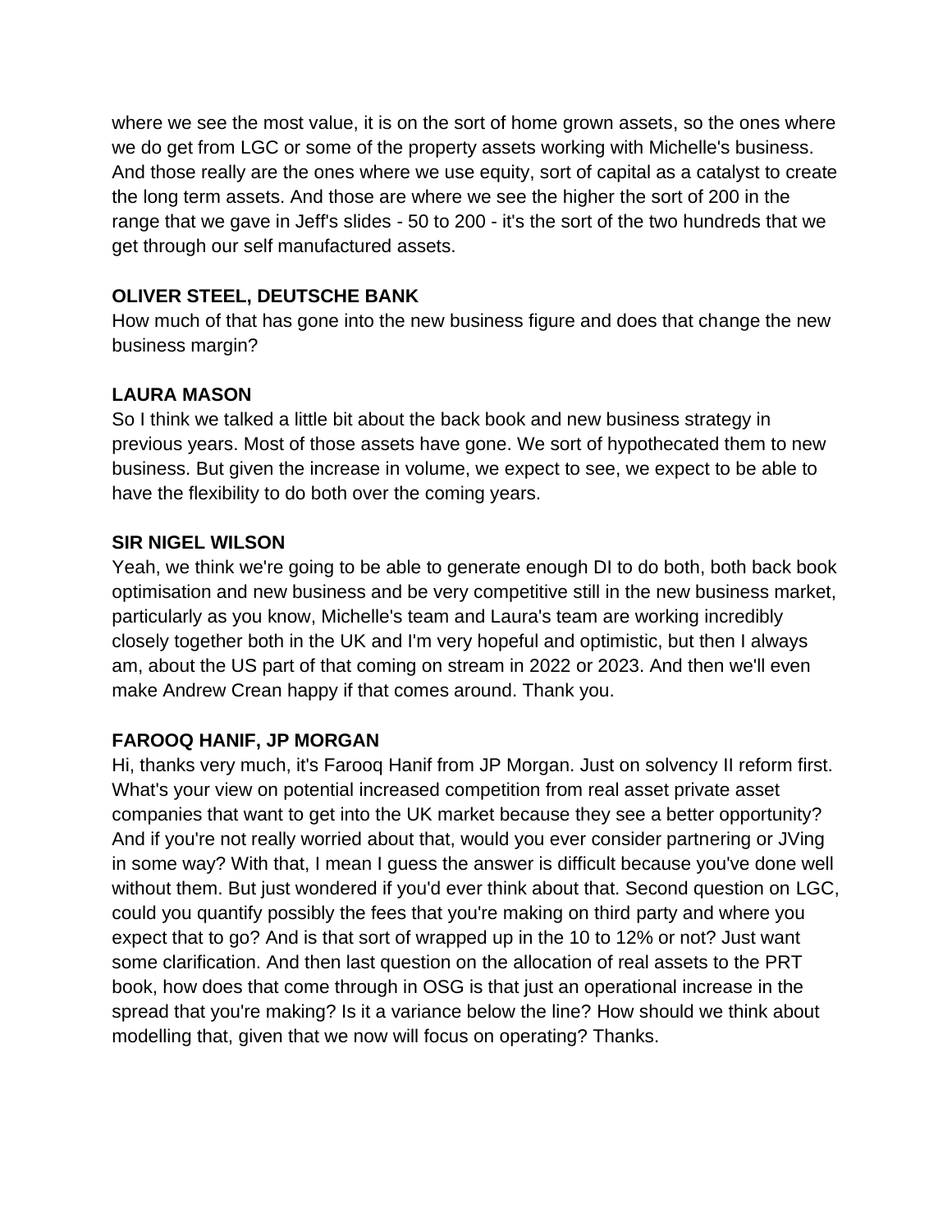where we see the most value, it is on the sort of home grown assets, so the ones where we do get from LGC or some of the property assets working with Michelle's business. And those really are the ones where we use equity, sort of capital as a catalyst to create the long term assets. And those are where we see the higher the sort of 200 in the range that we gave in Jeff's slides - 50 to 200 - it's the sort of the two hundreds that we get through our self manufactured assets.

**OLIVER STEEL, DEUTSCHE BANK**
How much of that has gone into the new business figure and does that change the new business margin?

**LAURA MASON**
So I think we talked a little bit about the back book and new business strategy in previous years. Most of those assets have gone. We sort of hypothecated them to new business. But given the increase in volume, we expect to see, we expect to be able to have the flexibility to do both over the coming years.

**SIR NIGEL WILSON**
Yeah, we think we're going to be able to generate enough DI to do both, both back book optimisation and new business and be very competitive still in the new business market, particularly as you know, Michelle's team and Laura's team are working incredibly closely together both in the UK and I'm very hopeful and optimistic, but then I always am, about the US part of that coming on stream in 2022 or 2023. And then we'll even make Andrew Crean happy if that comes around. Thank you.

**FAROOQ HANIF, JP MORGAN**
Hi, thanks very much, it's Farooq Hanif from JP Morgan. Just on solvency II reform first. What's your view on potential increased competition from real asset private asset companies that want to get into the UK market because they see a better opportunity? And if you're not really worried about that, would you ever consider partnering or JVing in some way? With that, I mean I guess the answer is difficult because you've done well without them. But just wondered if you'd ever think about that. Second question on LGC, could you quantify possibly the fees that you're making on third party and where you expect that to go? And is that sort of wrapped up in the 10 to 12% or not? Just want some clarification. And then last question on the allocation of real assets to the PRT book, how does that come through in OSG is that just an operational increase in the spread that you're making? Is it a variance below the line? How should we think about modelling that, given that we now will focus on operating? Thanks.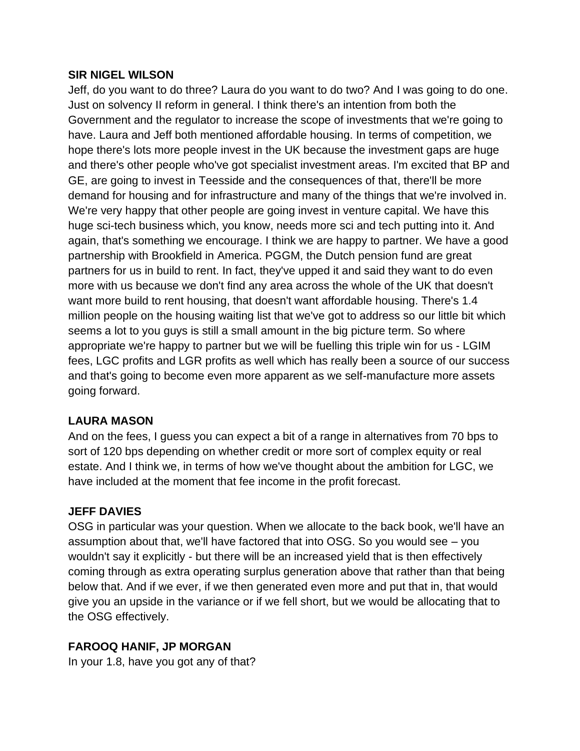**SIR NIGEL WILSON**

Jeff, do you want to do three? Laura do you want to do two? And I was going to do one. Just on solvency II reform in general. I think there's an intention from both the Government and the regulator to increase the scope of investments that we're going to have. Laura and Jeff both mentioned affordable housing. In terms of competition, we hope there's lots more people invest in the UK because the investment gaps are huge and there's other people who've got specialist investment areas. I'm excited that BP and GE, are going to invest in Teesside and the consequences of that, there'll be more demand for housing and for infrastructure and many of the things that we're involved in. We're very happy that other people are going invest in venture capital. We have this huge sci-tech business which, you know, needs more sci and tech putting into it. And again, that's something we encourage. I think we are happy to partner. We have a good partnership with Brookfield in America. PGGM, the Dutch pension fund are great partners for us in build to rent. In fact, they've upped it and said they want to do even more with us because we don't find any area across the whole of the UK that doesn't want more build to rent housing, that doesn't want affordable housing. There's 1.4 million people on the housing waiting list that we've got to address so our little bit which seems a lot to you guys is still a small amount in the big picture term. So where appropriate we're happy to partner but we will be fuelling this triple win for us - LGIM fees, LGC profits and LGR profits as well which has really been a source of our success and that's going to become even more apparent as we self-manufacture more assets going forward.

**LAURA MASON**

And on the fees, I guess you can expect a bit of a range in alternatives from 70 bps to sort of 120 bps depending on whether credit or more sort of complex equity or real estate. And I think we, in terms of how we've thought about the ambition for LGC, we have included at the moment that fee income in the profit forecast.

**JEFF DAVIES**

OSG in particular was your question. When we allocate to the back book, we'll have an assumption about that, we'll have factored that into OSG. So you would see – you wouldn't say it explicitly - but there will be an increased yield that is then effectively coming through as extra operating surplus generation above that rather than that being below that. And if we ever, if we then generated even more and put that in, that would give you an upside in the variance or if we fell short, but we would be allocating that to the OSG effectively.

**FAROOQ HANIF, JP MORGAN**

In your 1.8, have you got any of that?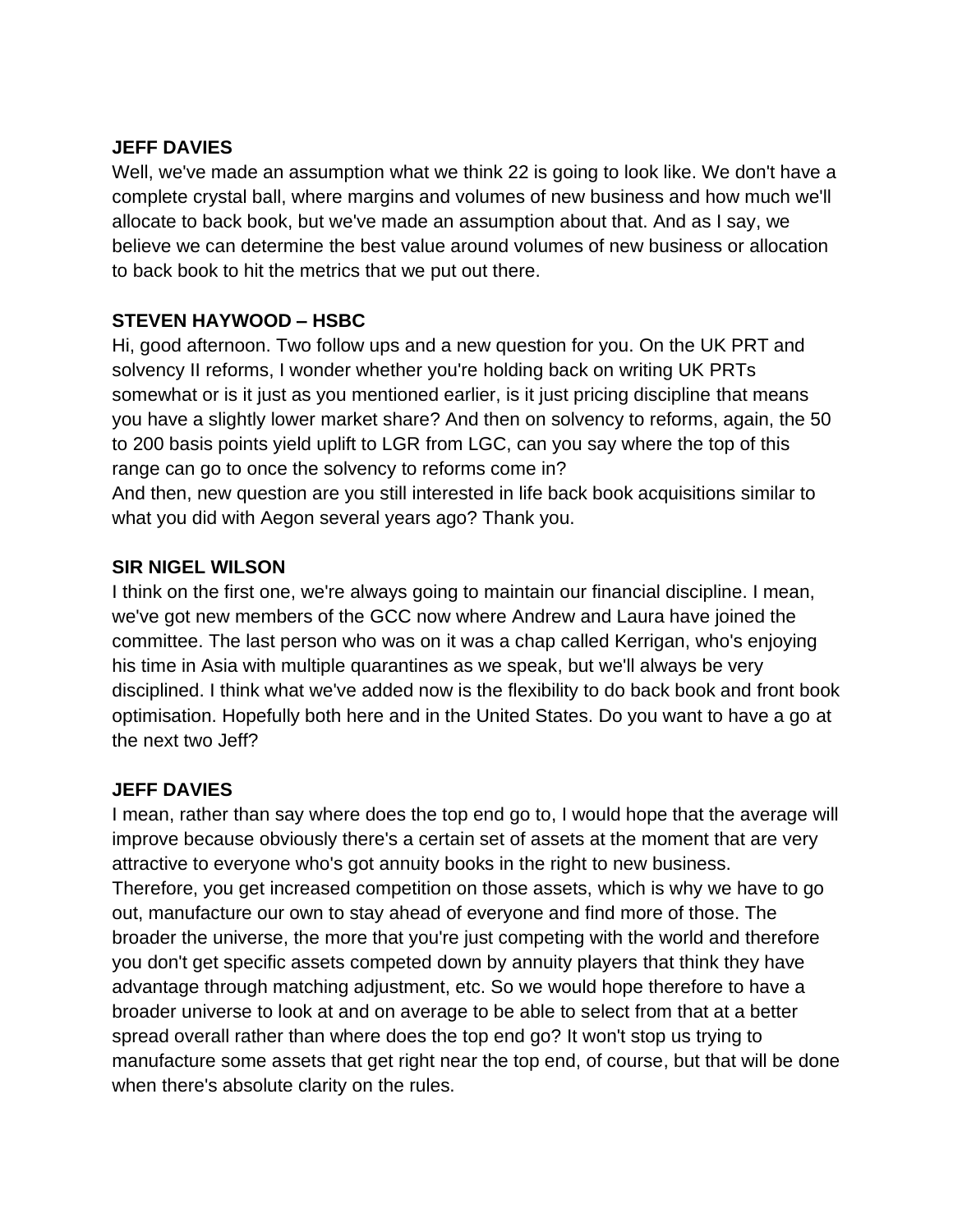**JEFF DAVIES**

Well, we've made an assumption what we think 22 is going to look like. We don't have a complete crystal ball, where margins and volumes of new business and how much we'll allocate to back book, but we've made an assumption about that. And as I say, we believe we can determine the best value around volumes of new business or allocation to back book to hit the metrics that we put out there.

**STEVEN HAYWOOD – HSBC**

Hi, good afternoon. Two follow ups and a new question for you. On the UK PRT and solvency II reforms, I wonder whether you're holding back on writing UK PRTs somewhat or is it just as you mentioned earlier, is it just pricing discipline that means you have a slightly lower market share? And then on solvency to reforms, again, the 50 to 200 basis points yield uplift to LGR from LGC, can you say where the top of this range can go to once the solvency to reforms come in?

And then, new question are you still interested in life back book acquisitions similar to what you did with Aegon several years ago? Thank you.

**SIR NIGEL WILSON**

I think on the first one, we're always going to maintain our financial discipline. I mean, we've got new members of the GCC now where Andrew and Laura have joined the committee. The last person who was on it was a chap called Kerrigan, who's enjoying his time in Asia with multiple quarantines as we speak, but we'll always be very disciplined. I think what we've added now is the flexibility to do back book and front book optimisation. Hopefully both here and in the United States. Do you want to have a go at the next two Jeff?

**JEFF DAVIES**

I mean, rather than say where does the top end go to, I would hope that the average will improve because obviously there's a certain set of assets at the moment that are very attractive to everyone who's got annuity books in the right to new business.

Therefore, you get increased competition on those assets, which is why we have to go out, manufacture our own to stay ahead of everyone and find more of those. The broader the universe, the more that you're just competing with the world and therefore you don't get specific assets competed down by annuity players that think they have advantage through matching adjustment, etc. So we would hope therefore to have a broader universe to look at and on average to be able to select from that at a better spread overall rather than where does the top end go? It won't stop us trying to manufacture some assets that get right near the top end, of course, but that will be done when there's absolute clarity on the rules.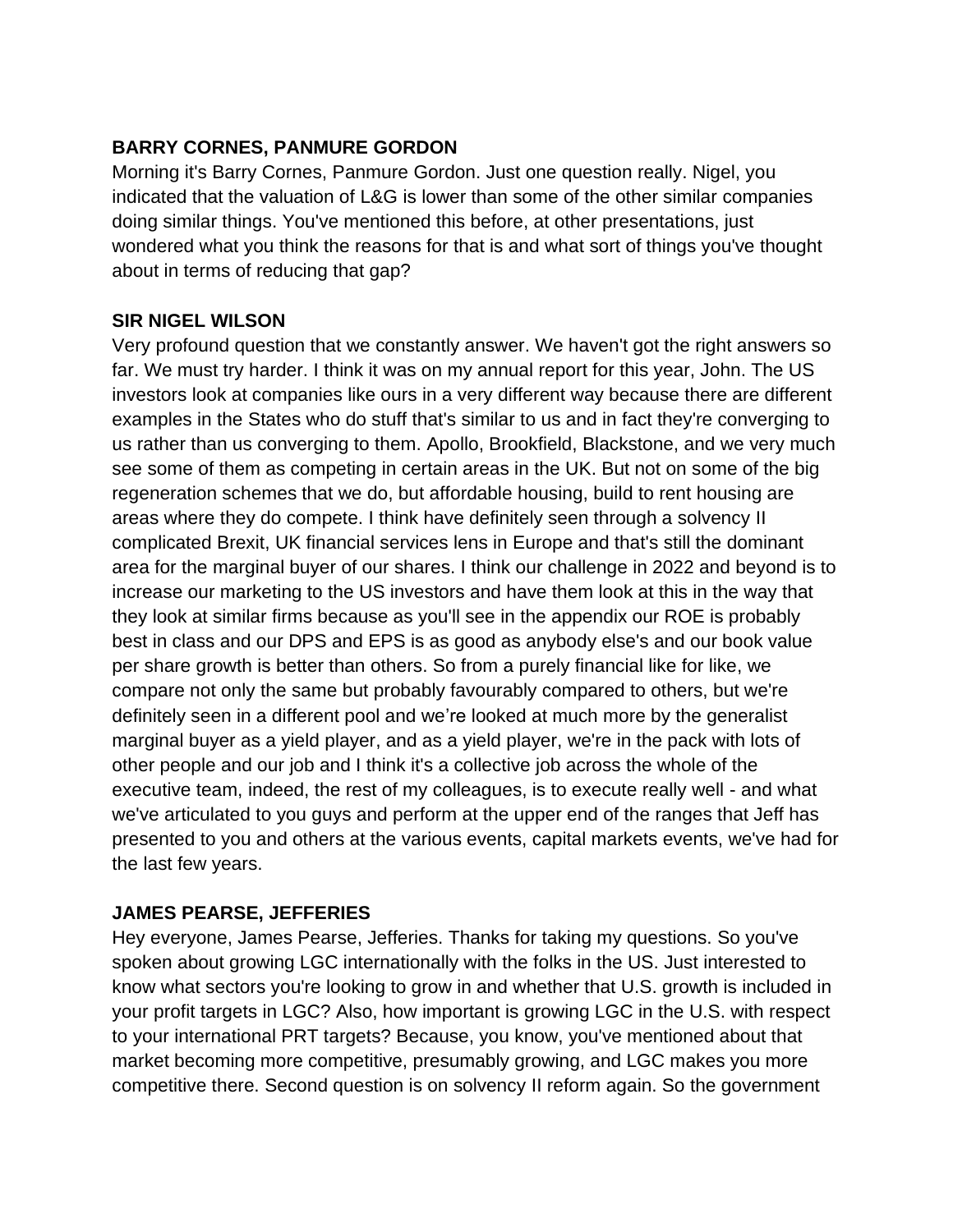**BARRY CORNES, PANMURE GORDON**

Morning it's Barry Cornes, Panmure Gordon. Just one question really. Nigel, you indicated that the valuation of L&G is lower than some of the other similar companies doing similar things. You've mentioned this before, at other presentations, just wondered what you think the reasons for that is and what sort of things you've thought about in terms of reducing that gap?

**SIR NIGEL WILSON**

Very profound question that we constantly answer. We haven't got the right answers so far. We must try harder. I think it was on my annual report for this year, John. The US investors look at companies like ours in a very different way because there are different examples in the States who do stuff that's similar to us and in fact they're converging to us rather than us converging to them. Apollo, Brookfield, Blackstone, and we very much see some of them as competing in certain areas in the UK. But not on some of the big regeneration schemes that we do, but affordable housing, build to rent housing are areas where they do compete. I think have definitely seen through a solvency II complicated Brexit, UK financial services lens in Europe and that's still the dominant area for the marginal buyer of our shares. I think our challenge in 2022 and beyond is to increase our marketing to the US investors and have them look at this in the way that they look at similar firms because as you'll see in the appendix our ROE is probably best in class and our DPS and EPS is as good as anybody else's and our book value per share growth is better than others. So from a purely financial like for like, we compare not only the same but probably favourably compared to others, but we're definitely seen in a different pool and we're looked at much more by the generalist marginal buyer as a yield player, and as a yield player, we're in the pack with lots of other people and our job and I think it's a collective job across the whole of the executive team, indeed, the rest of my colleagues, is to execute really well - and what we've articulated to you guys and perform at the upper end of the ranges that Jeff has presented to you and others at the various events, capital markets events, we've had for the last few years.

**JAMES PEARSE, JEFFERIES**

Hey everyone, James Pearse, Jefferies. Thanks for taking my questions. So you've spoken about growing LGC internationally with the folks in the US. Just interested to know what sectors you're looking to grow in and whether that U.S. growth is included in your profit targets in LGC? Also, how important is growing LGC in the U.S. with respect to your international PRT targets? Because, you know, you've mentioned about that market becoming more competitive, presumably growing, and LGC makes you more competitive there. Second question is on solvency II reform again. So the government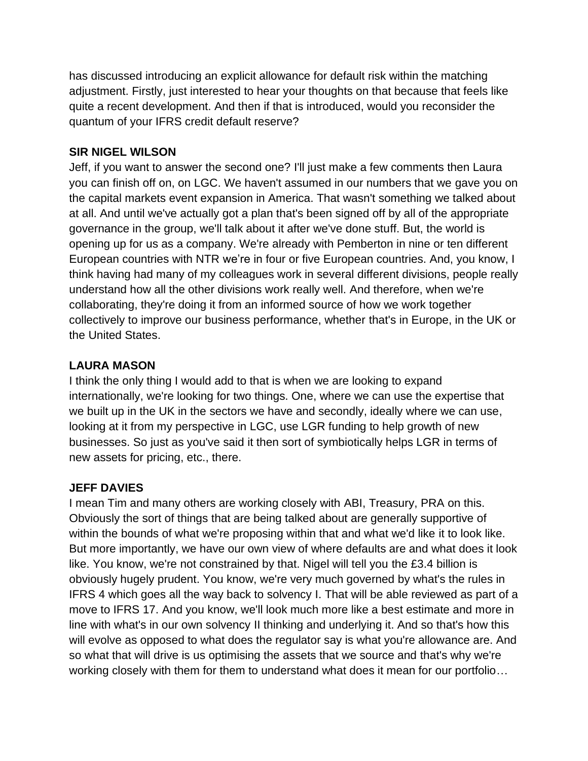has discussed introducing an explicit allowance for default risk within the matching adjustment. Firstly, just interested to hear your thoughts on that because that feels like quite a recent development. And then if that is introduced, would you reconsider the quantum of your IFRS credit default reserve?

**SIR NIGEL WILSON**

Jeff, if you want to answer the second one? I'll just make a few comments then Laura you can finish off on, on LGC. We haven't assumed in our numbers that we gave you on the capital markets event expansion in America. That wasn't something we talked about at all. And until we've actually got a plan that's been signed off by all of the appropriate governance in the group, we'll talk about it after we've done stuff. But, the world is opening up for us as a company. We're already with Pemberton in nine or ten different European countries with NTR we're in four or five European countries. And, you know, I think having had many of my colleagues work in several different divisions, people really understand how all the other divisions work really well. And therefore, when we're collaborating, they're doing it from an informed source of how we work together collectively to improve our business performance, whether that's in Europe, in the UK or the United States.

**LAURA MASON**

I think the only thing I would add to that is when we are looking to expand internationally, we're looking for two things. One, where we can use the expertise that we built up in the UK in the sectors we have and secondly, ideally where we can use, looking at it from my perspective in LGC, use LGR funding to help growth of new businesses. So just as you've said it then sort of symbiotically helps LGR in terms of new assets for pricing, etc., there.

**JEFF DAVIES**

I mean Tim and many others are working closely with ABI, Treasury, PRA on this. Obviously the sort of things that are being talked about are generally supportive of within the bounds of what we're proposing within that and what we'd like it to look like. But more importantly, we have our own view of where defaults are and what does it look like. You know, we're not constrained by that. Nigel will tell you the £3.4 billion is obviously hugely prudent. You know, we're very much governed by what's the rules in IFRS 4 which goes all the way back to solvency I. That will be able reviewed as part of a move to IFRS 17. And you know, we'll look much more like a best estimate and more in line with what's in our own solvency II thinking and underlying it. And so that's how this will evolve as opposed to what does the regulator say is what you're allowance are. And so what that will drive is us optimising the assets that we source and that's why we're working closely with them for them to understand what does it mean for our portfolio…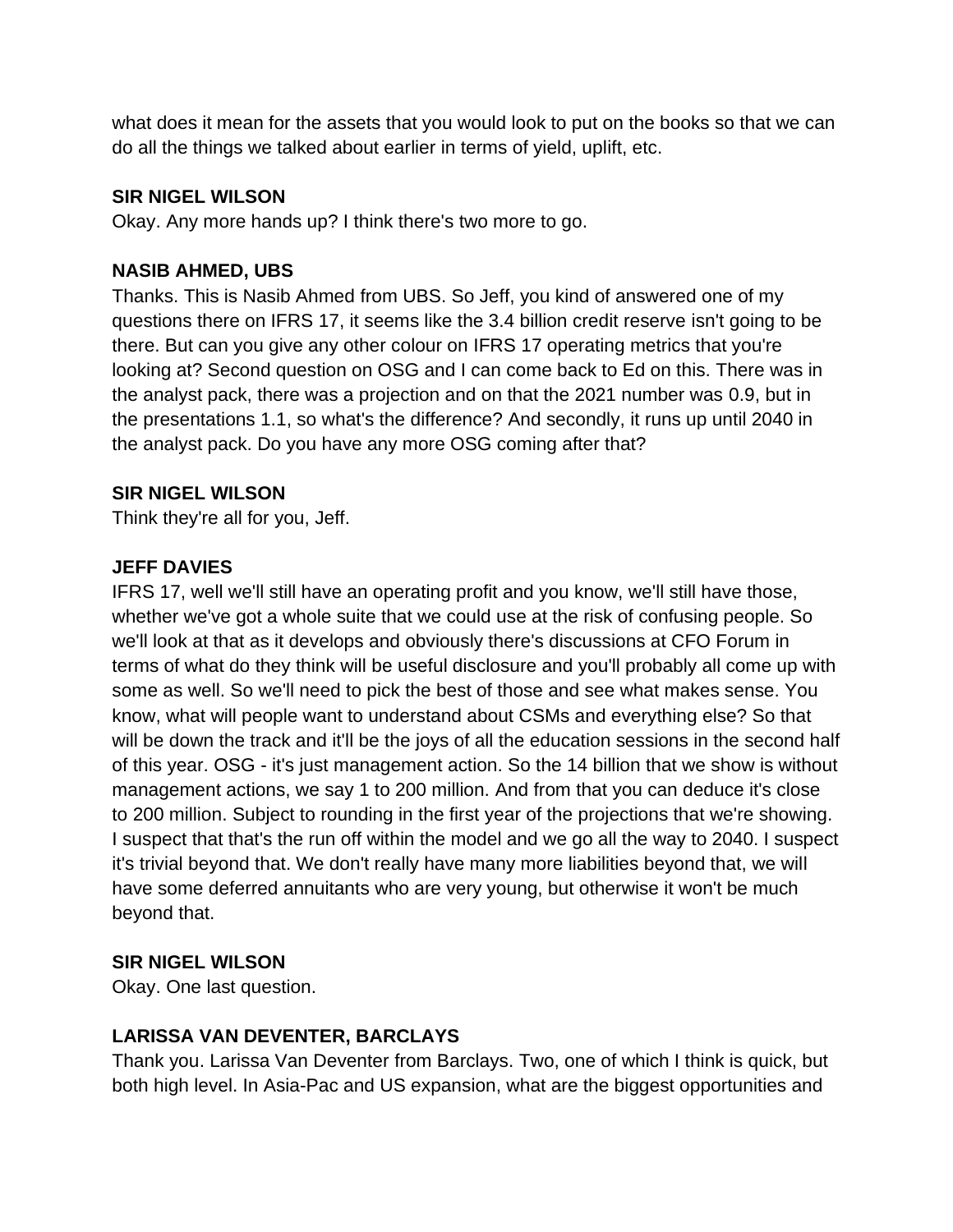what does it mean for the assets that you would look to put on the books so that we can do all the things we talked about earlier in terms of yield, uplift, etc.

**SIR NIGEL WILSON**

Okay. Any more hands up? I think there's two more to go.

**NASIB AHMED, UBS**

Thanks. This is Nasib Ahmed from UBS. So Jeff, you kind of answered one of my questions there on IFRS 17, it seems like the 3.4 billion credit reserve isn't going to be there. But can you give any other colour on IFRS 17 operating metrics that you're looking at? Second question on OSG and I can come back to Ed on this. There was in the analyst pack, there was a projection and on that the 2021 number was 0.9, but in the presentations 1.1, so what's the difference? And secondly, it runs up until 2040 in the analyst pack. Do you have any more OSG coming after that?

**SIR NIGEL WILSON**

Think they're all for you, Jeff.

**JEFF DAVIES**

IFRS 17, well we'll still have an operating profit and you know, we'll still have those, whether we've got a whole suite that we could use at the risk of confusing people. So we'll look at that as it develops and obviously there's discussions at CFO Forum in terms of what do they think will be useful disclosure and you'll probably all come up with some as well. So we'll need to pick the best of those and see what makes sense. You know, what will people want to understand about CSMs and everything else? So that will be down the track and it'll be the joys of all the education sessions in the second half of this year. OSG - it's just management action. So the 14 billion that we show is without management actions, we say 1 to 200 million. And from that you can deduce it's close to 200 million. Subject to rounding in the first year of the projections that we're showing. I suspect that that's the run off within the model and we go all the way to 2040. I suspect it's trivial beyond that. We don't really have many more liabilities beyond that, we will have some deferred annuitants who are very young, but otherwise it won't be much beyond that.

**SIR NIGEL WILSON**

Okay. One last question.

**LARISSA VAN DEVENTER, BARCLAYS**

Thank you. Larissa Van Deventer from Barclays. Two, one of which I think is quick, but both high level. In Asia-Pac and US expansion, what are the biggest opportunities and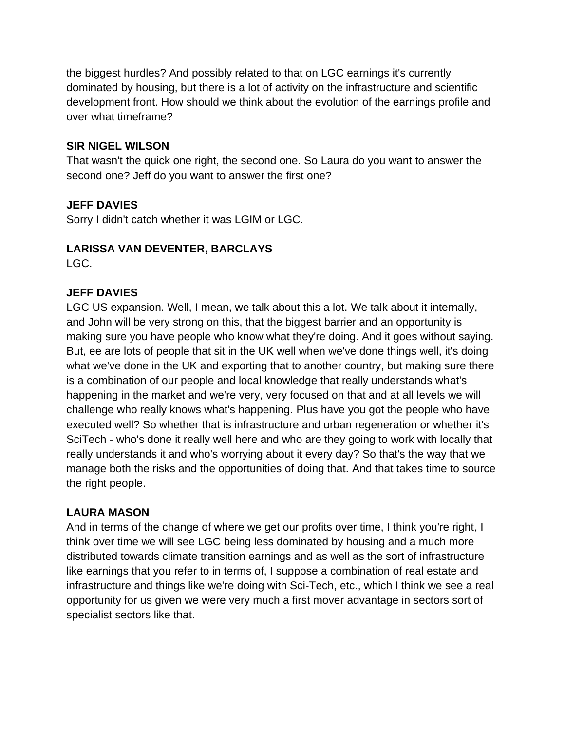the biggest hurdles? And possibly related to that on LGC earnings it's currently dominated by housing, but there is a lot of activity on the infrastructure and scientific development front. How should we think about the evolution of the earnings profile and over what timeframe?

**SIR NIGEL WILSON**

That wasn't the quick one right, the second one. So Laura do you want to answer the second one? Jeff do you want to answer the first one?

**JEFF DAVIES**

Sorry I didn't catch whether it was LGIM or LGC.

**LARISSA VAN DEVENTER, BARCLAYS**

LGC.

**JEFF DAVIES**

LGC US expansion. Well, I mean, we talk about this a lot. We talk about it internally, and John will be very strong on this, that the biggest barrier and an opportunity is making sure you have people who know what they're doing. And it goes without saying. But, ee are lots of people that sit in the UK well when we've done things well, it's doing what we've done in the UK and exporting that to another country, but making sure there is a combination of our people and local knowledge that really understands what's happening in the market and we're very, very focused on that and at all levels we will challenge who really knows what's happening. Plus have you got the people who have executed well? So whether that is infrastructure and urban regeneration or whether it's SciTech - who's done it really well here and who are they going to work with locally that really understands it and who's worrying about it every day? So that's the way that we manage both the risks and the opportunities of doing that. And that takes time to source the right people.

**LAURA MASON**

And in terms of the change of where we get our profits over time, I think you're right, I think over time we will see LGC being less dominated by housing and a much more distributed towards climate transition earnings and as well as the sort of infrastructure like earnings that you refer to in terms of, I suppose a combination of real estate and infrastructure and things like we're doing with Sci-Tech, etc., which I think we see a real opportunity for us given we were very much a first mover advantage in sectors sort of specialist sectors like that.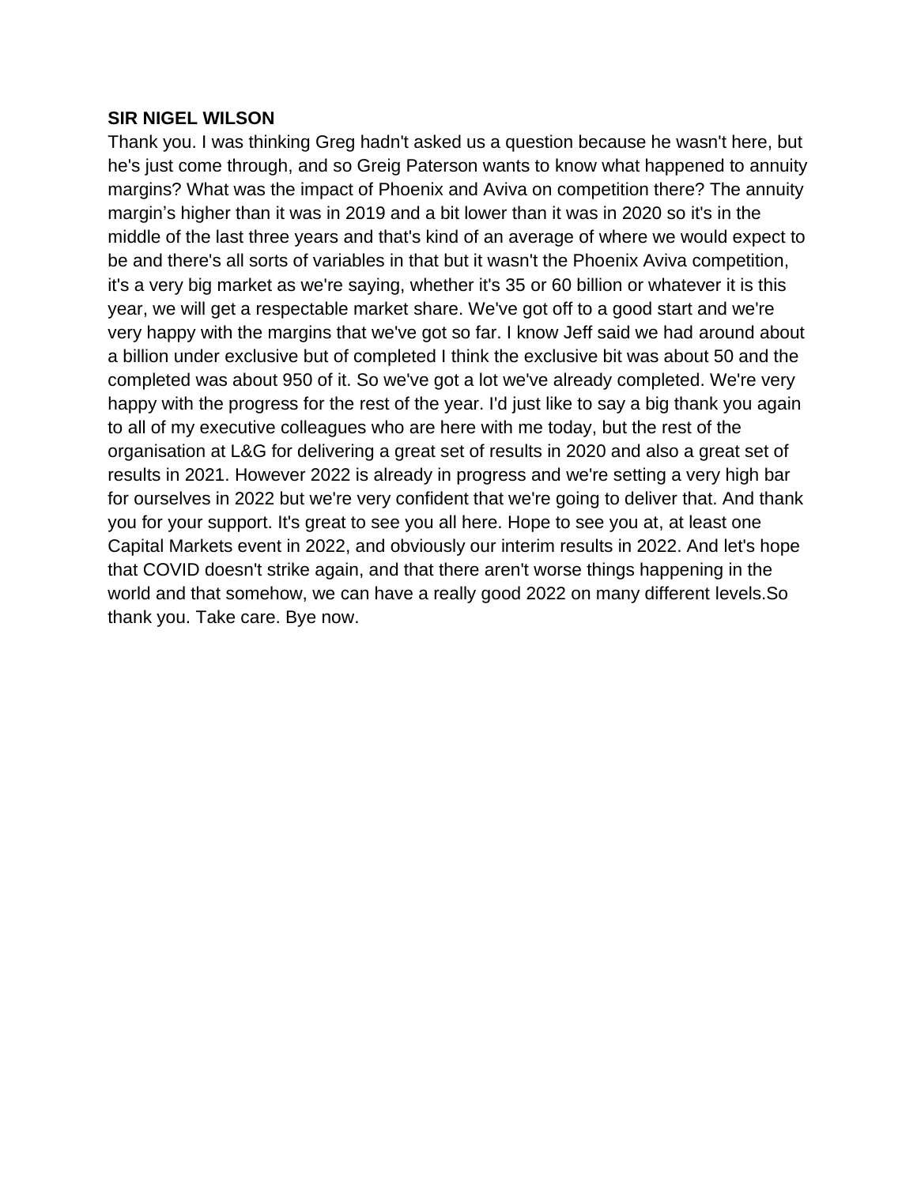**SIR NIGEL WILSON**

Thank you. I was thinking Greg hadn't asked us a question because he wasn't here, but he's just come through, and so Greig Paterson wants to know what happened to annuity margins? What was the impact of Phoenix and Aviva on competition there? The annuity margin's higher than it was in 2019 and a bit lower than it was in 2020 so it's in the middle of the last three years and that's kind of an average of where we would expect to be and there's all sorts of variables in that but it wasn't the Phoenix Aviva competition, it's a very big market as we're saying, whether it's 35 or 60 billion or whatever it is this year, we will get a respectable market share. We've got off to a good start and we're very happy with the margins that we've got so far. I know Jeff said we had around about a billion under exclusive but of completed I think the exclusive bit was about 50 and the completed was about 950 of it. So we've got a lot we've already completed. We're very happy with the progress for the rest of the year. I'd just like to say a big thank you again to all of my executive colleagues who are here with me today, but the rest of the organisation at L&G for delivering a great set of results in 2020 and also a great set of results in 2021. However 2022 is already in progress and we're setting a very high bar for ourselves in 2022 but we're very confident that we're going to deliver that. And thank you for your support. It's great to see you all here. Hope to see you at, at least one Capital Markets event in 2022, and obviously our interim results in 2022. And let's hope that COVID doesn't strike again, and that there aren't worse things happening in the world and that somehow, we can have a really good 2022 on many different levels.So thank you. Take care. Bye now.